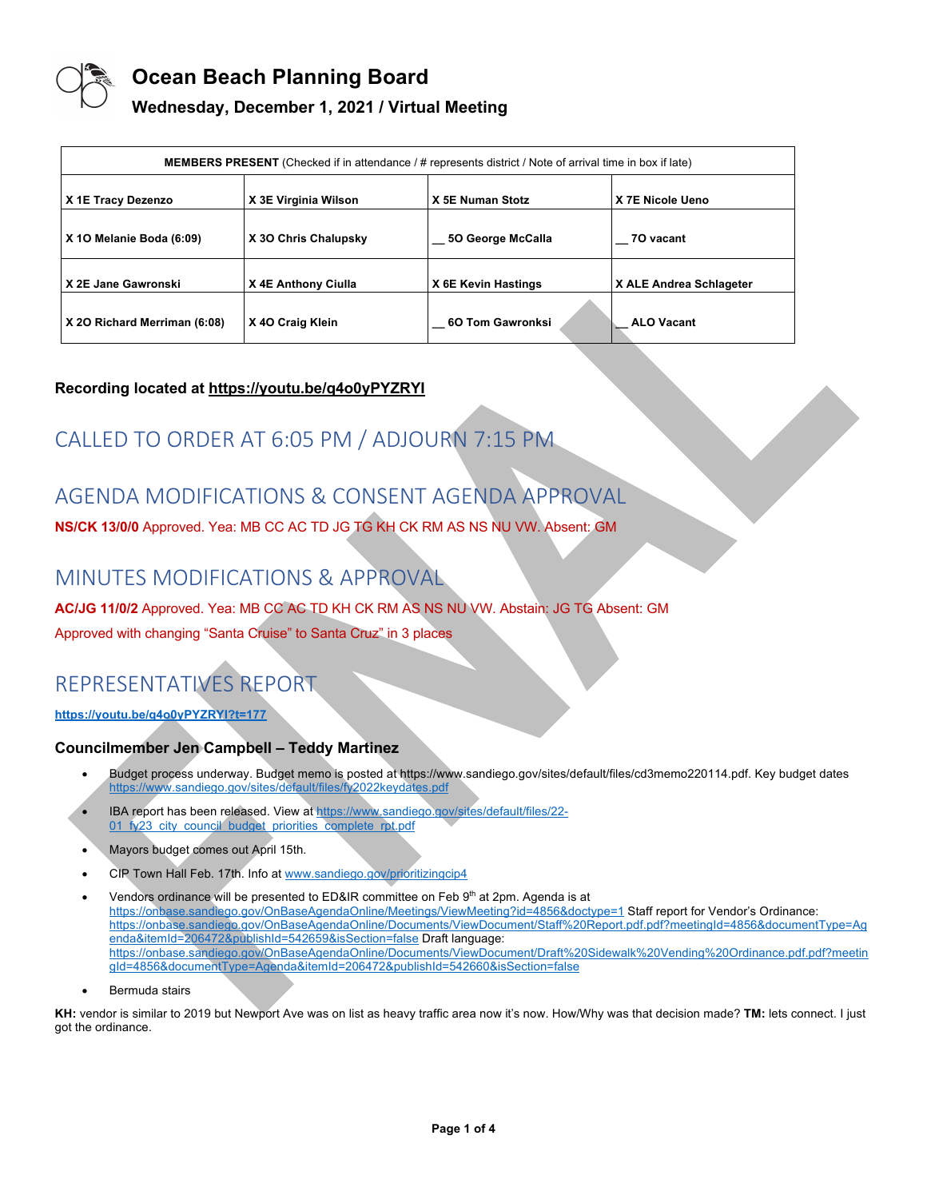# Ocean Beach Planning Board

## Wednesday, December 1, 2021 / Virtual Meeting

| MEMBERS PRESENT (Checked if in attendance / # represents district / Note of arrival time in box if late) | | | |
|---|---|---|---|
| X 1E Tracy Dezenzo | X 3E Virginia Wilson | X 5E Numan Stotz | X 7E Nicole Ueno |
| X 1O Melanie Boda (6:09) | X 3O Chris Chalupsky | __ 5O George McCalla | __ 7O vacant |
| X 2E Jane Gawronski | X 4E Anthony Ciulla | X 6E Kevin Hastings | X ALE Andrea Schlageter |
| X 2O Richard Merriman (6:08) | X 4O Craig Klein | __ 6O Tom Gawronksi | __ ALO Vacant |

**Recording located at https://youtu.be/q4o0yPYZRYI**

# CALLED TO ORDER AT 6:05 PM / ADJOURN 7:15 PM

# AGENDA MODIFICATIONS & CONSENT AGENDA APPROVAL

**NS/CK 13/0/0** Approved. Yea: MB CC AC TD JG TG KH CK RM AS NS NU VW. Absent: GM

# MINUTES MODIFICATIONS & APPROVAL

**AC/JG 11/0/2** Approved. Yea: MB CC AC TD KH CK RM AS NS NU VW. Abstain: JG TG Absent: GM

Approved with changing "Santa Cruise" to Santa Cruz" in 3 places

# REPRESENTATIVES REPORT

**https://youtu.be/q4o0yPYZRYI?t=177**

### Councilmember Jen Campbell – Teddy Martinez

- Budget process underway. Budget memo is posted at https://www.sandiego.gov/sites/default/files/cd3memo220114.pdf. Key budget dates https://www.sandiego.gov/sites/default/files/fy2022keydates.pdf
- IBA report has been released. View at https://www.sandiego.gov/sites/default/files/22-01_fy23_city_council_budget_priorities_complete_rpt.pdf
- Mayors budget comes out April 15th.
- CIP Town Hall Feb. 17th. Info at www.sandiego.gov/prioritizingcip4
- Vendors ordinance will be presented to ED&IR committee on Feb 9th at 2pm. Agenda is at https://onbase.sandiego.gov/OnBaseAgendaOnline/Meetings/ViewMeeting?id=4856&doctype=1 Staff report for Vendor's Ordinance: https://onbase.sandiego.gov/OnBaseAgendaOnline/Documents/ViewDocument/Staff%20Report.pdf.pdf?meetingId=4856&documentType=Agenda&itemId=206472&publishId=542659&isSection=false Draft language: https://onbase.sandiego.gov/OnBaseAgendaOnline/Documents/ViewDocument/Draft%20Sidewalk%20Vending%20Ordinance.pdf.pdf?meetingId=4856&documentType=Agenda&itemId=206472&publishId=542660&isSection=false
- Bermuda stairs

**KH:** vendor is similar to 2019 but Newport Ave was on list as heavy traffic area now it's now. How/Why was that decision made? **TM:** lets connect. I just got the ordinance.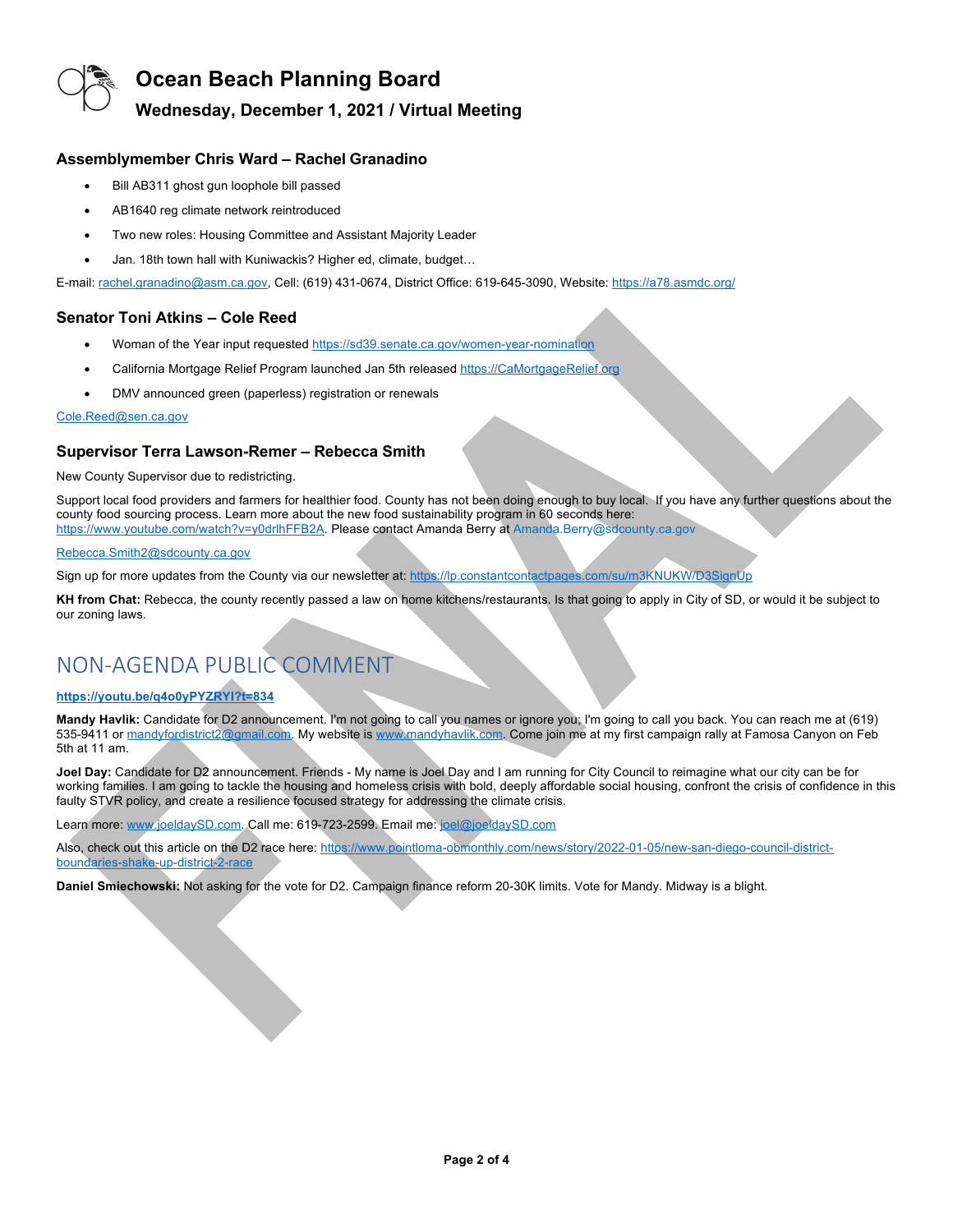# Ocean Beach Planning Board

## Wednesday, December 1, 2021 / Virtual Meeting

### Assemblymember Chris Ward – Rachel Granadino

- Bill AB311 ghost gun loophole bill passed
- AB1640 reg climate network reintroduced
- Two new roles: Housing Committee and Assistant Majority Leader
- Jan. 18th town hall with Kuniwackis? Higher ed, climate, budget…

E-mail: rachel.granadino@asm.ca.gov, Cell: (619) 431-0674, District Office: 619-645-3090, Website: https://a78.asmdc.org/

### Senator Toni Atkins – Cole Reed

- Woman of the Year input requested https://sd39.senate.ca.gov/women-year-nomination
- California Mortgage Relief Program launched Jan 5th released https://CaMortgageRelief.org
- DMV announced green (paperless) registration or renewals

Cole.Reed@sen.ca.gov

### Supervisor Terra Lawson-Remer – Rebecca Smith

New County Supervisor due to redistricting.

Support local food providers and farmers for healthier food. County has not been doing enough to buy local. If you have any further questions about the county food sourcing process. Learn more about the new food sustainability program in 60 seconds here: https://www.youtube.com/watch?v=y0drlhFFB2A. Please contact Amanda Berry at Amanda.Berry@sdcounty.ca.gov

Rebecca.Smith2@sdcounty.ca.gov

Sign up for more updates from the County via our newsletter at: https://lp.constantcontactpages.com/su/m3KNUKW/D3SignUp

**KH from Chat:** Rebecca, the county recently passed a law on home kitchens/restaurants. Is that going to apply in City of SD, or would it be subject to our zoning laws.

## NON-AGENDA PUBLIC COMMENT

**https://youtu.be/q4o0yPYZRYI?t=834**

**Mandy Havlik:** Candidate for D2 announcement. I'm not going to call you names or ignore you; I'm going to call you back. You can reach me at (619) 535-9411 or mandyfordistrict2@gmail.com. My website is www.mandyhavlik.com. Come join me at my first campaign rally at Famosa Canyon on Feb 5th at 11 am.

**Joel Day:** Candidate for D2 announcement. Friends - My name is Joel Day and I am running for City Council to reimagine what our city can be for working families. I am going to tackle the housing and homeless crisis with bold, deeply affordable social housing, confront the crisis of confidence in this faulty STVR policy, and create a resilience focused strategy for addressing the climate crisis.

Learn more: www.joeldaySD.com. Call me: 619-723-2599. Email me: joel@joeldaySD.com

Also, check out this article on the D2 race here: https://www.pointloma-obmonthly.com/news/story/2022-01-05/new-san-diego-council-district-boundaries-shake-up-district-2-race

**Daniel Smiechowski:** Not asking for the vote for D2. Campaign finance reform 20-30K limits. Vote for Mandy. Midway is a blight.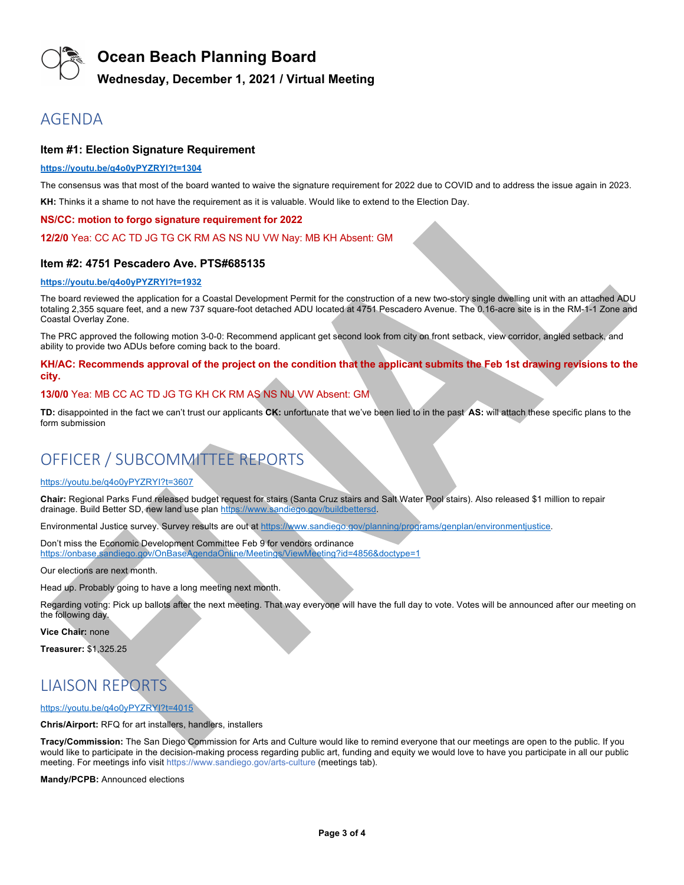# Ocean Beach Planning Board

### Wednesday, December 1, 2021 / Virtual Meeting

## AGENDA

### Item #1: Election Signature Requirement

**https://youtu.be/q4o0yPYZRYI?t=1304**

The consensus was that most of the board wanted to waive the signature requirement for 2022 due to COVID and to address the issue again in 2023.

**KH:** Thinks it a shame to not have the requirement as it is valuable. Would like to extend to the Election Day.

**NS/CC: motion to forgo signature requirement for 2022**

**12/2/0** Yea: CC AC TD JG TG CK RM AS NS NU VW Nay: MB KH Absent: GM

### Item #2: 4751 Pescadero Ave. PTS#685135

**https://youtu.be/q4o0yPYZRYI?t=1932**

The board reviewed the application for a Coastal Development Permit for the construction of a new two-story single dwelling unit with an attached ADU totaling 2,355 square feet, and a new 737 square-foot detached ADU located at 4751 Pescadero Avenue. The 0.16-acre site is in the RM-1-1 Zone and Coastal Overlay Zone.

The PRC approved the following motion 3-0-0: Recommend applicant get second look from city on front setback, view corridor, angled setback, and ability to provide two ADUs before coming back to the board.

**KH/AC: Recommends approval of the project on the condition that the applicant submits the Feb 1st drawing revisions to the city.**

**13/0/0** Yea: MB CC AC TD JG TG KH CK RM AS NS NU VW Absent: GM

**TD:** disappointed in the fact we can't trust our applicants **CK:** unfortunate that we've been lied to in the past **AS:** will attach these specific plans to the form submission

## OFFICER / SUBCOMMITTEE REPORTS

https://youtu.be/q4o0yPYZRYI?t=3607

**Chair:** Regional Parks Fund released budget request for stairs (Santa Cruz stairs and Salt Water Pool stairs). Also released $1 million to repair drainage. Build Better SD, new land use plan https://www.sandiego.gov/buildbettersd.

Environmental Justice survey. Survey results are out at https://www.sandiego.gov/planning/programs/genplan/environmentjustice.

Don't miss the Economic Development Committee Feb 9 for vendors ordinance https://onbase.sandiego.gov/OnBaseAgendaOnline/Meetings/ViewMeeting?id=4856&doctype=1

Our elections are next month.

Head up. Probably going to have a long meeting next month.

Regarding voting: Pick up ballots after the next meeting. That way everyone will have the full day to vote. Votes will be announced after our meeting on the following day.

**Vice Chair:** none

**Treasurer:** $1,325.25

## LIAISON REPORTS

https://youtu.be/q4o0yPYZRYI?t=4015

**Chris/Airport:** RFQ for art installers, handlers, installers

**Tracy/Commission:** The San Diego Commission for Arts and Culture would like to remind everyone that our meetings are open to the public. If you would like to participate in the decision-making process regarding public art, funding and equity we would love to have you participate in all our public meeting. For meetings info visit https://www.sandiego.gov/arts-culture (meetings tab).

**Mandy/PCPB:** Announced elections